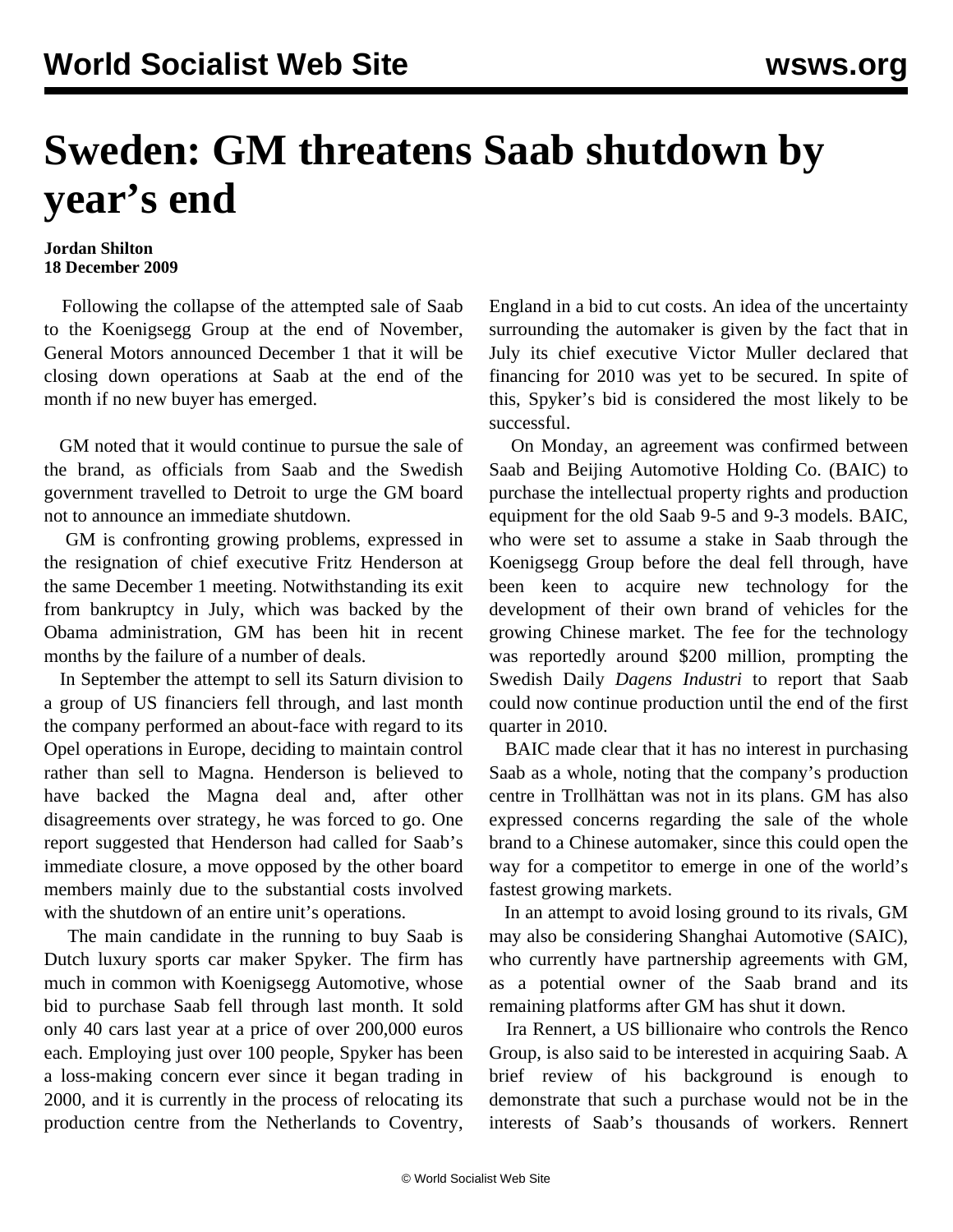# Sweden: GM threatens Saab shutdown by year's end

**Jordan Shilton**
**18 December 2009**

Following the collapse of the attempted sale of Saab to the Koenigsegg Group at the end of November, General Motors announced December 1 that it will be closing down operations at Saab at the end of the month if no new buyer has emerged.

GM noted that it would continue to pursue the sale of the brand, as officials from Saab and the Swedish government travelled to Detroit to urge the GM board not to announce an immediate shutdown.

GM is confronting growing problems, expressed in the resignation of chief executive Fritz Henderson at the same December 1 meeting. Notwithstanding its exit from bankruptcy in July, which was backed by the Obama administration, GM has been hit in recent months by the failure of a number of deals.

In September the attempt to sell its Saturn division to a group of US financiers fell through, and last month the company performed an about-face with regard to its Opel operations in Europe, deciding to maintain control rather than sell to Magna. Henderson is believed to have backed the Magna deal and, after other disagreements over strategy, he was forced to go. One report suggested that Henderson had called for Saab's immediate closure, a move opposed by the other board members mainly due to the substantial costs involved with the shutdown of an entire unit's operations.

The main candidate in the running to buy Saab is Dutch luxury sports car maker Spyker. The firm has much in common with Koenigsegg Automotive, whose bid to purchase Saab fell through last month. It sold only 40 cars last year at a price of over 200,000 euros each. Employing just over 100 people, Spyker has been a loss-making concern ever since it began trading in 2000, and it is currently in the process of relocating its production centre from the Netherlands to Coventry, England in a bid to cut costs. An idea of the uncertainty surrounding the automaker is given by the fact that in July its chief executive Victor Muller declared that financing for 2010 was yet to be secured. In spite of this, Spyker's bid is considered the most likely to be successful.

On Monday, an agreement was confirmed between Saab and Beijing Automotive Holding Co. (BAIC) to purchase the intellectual property rights and production equipment for the old Saab 9-5 and 9-3 models. BAIC, who were set to assume a stake in Saab through the Koenigsegg Group before the deal fell through, have been keen to acquire new technology for the development of their own brand of vehicles for the growing Chinese market. The fee for the technology was reportedly around $200 million, prompting the Swedish Daily *Dagens Industri* to report that Saab could now continue production until the end of the first quarter in 2010.

BAIC made clear that it has no interest in purchasing Saab as a whole, noting that the company's production centre in Trollhättan was not in its plans. GM has also expressed concerns regarding the sale of the whole brand to a Chinese automaker, since this could open the way for a competitor to emerge in one of the world's fastest growing markets.

In an attempt to avoid losing ground to its rivals, GM may also be considering Shanghai Automotive (SAIC), who currently have partnership agreements with GM, as a potential owner of the Saab brand and its remaining platforms after GM has shut it down.

Ira Rennert, a US billionaire who controls the Renco Group, is also said to be interested in acquiring Saab. A brief review of his background is enough to demonstrate that such a purchase would not be in the interests of Saab's thousands of workers. Rennert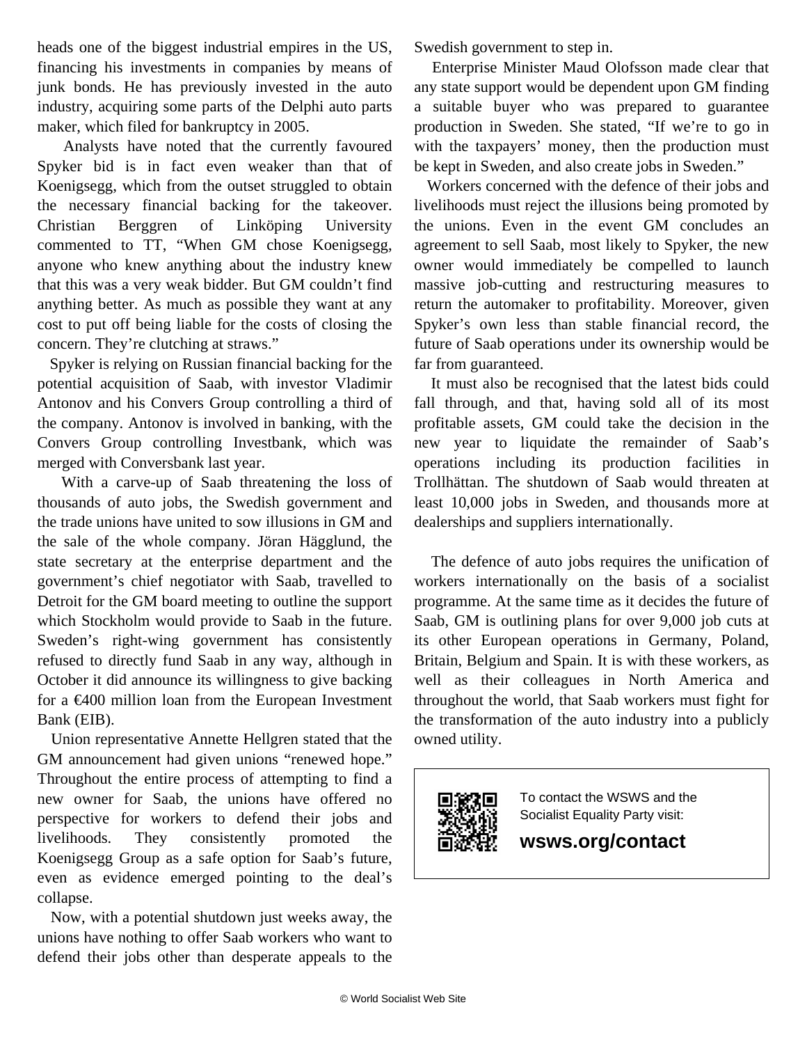heads one of the biggest industrial empires in the US, financing his investments in companies by means of junk bonds. He has previously invested in the auto industry, acquiring some parts of the Delphi auto parts maker, which filed for bankruptcy in 2005.

Analysts have noted that the currently favoured Spyker bid is in fact even weaker than that of Koenigsegg, which from the outset struggled to obtain the necessary financial backing for the takeover. Christian Berggren of Linköping University commented to TT, "When GM chose Koenigsegg, anyone who knew anything about the industry knew that this was a very weak bidder. But GM couldn't find anything better. As much as possible they want at any cost to put off being liable for the costs of closing the concern. They're clutching at straws."

Spyker is relying on Russian financial backing for the potential acquisition of Saab, with investor Vladimir Antonov and his Convers Group controlling a third of the company. Antonov is involved in banking, with the Convers Group controlling Investbank, which was merged with Conversbank last year.

With a carve-up of Saab threatening the loss of thousands of auto jobs, the Swedish government and the trade unions have united to sow illusions in GM and the sale of the whole company. Jöran Hägglund, the state secretary at the enterprise department and the government's chief negotiator with Saab, travelled to Detroit for the GM board meeting to outline the support which Stockholm would provide to Saab in the future. Sweden's right-wing government has consistently refused to directly fund Saab in any way, although in October it did announce its willingness to give backing for a €400 million loan from the European Investment Bank (EIB).

Union representative Annette Hellgren stated that the GM announcement had given unions "renewed hope." Throughout the entire process of attempting to find a new owner for Saab, the unions have offered no perspective for workers to defend their jobs and livelihoods. They consistently promoted the Koenigsegg Group as a safe option for Saab's future, even as evidence emerged pointing to the deal's collapse.

Now, with a potential shutdown just weeks away, the unions have nothing to offer Saab workers who want to defend their jobs other than desperate appeals to the Swedish government to step in.

Enterprise Minister Maud Olofsson made clear that any state support would be dependent upon GM finding a suitable buyer who was prepared to guarantee production in Sweden. She stated, "If we're to go in with the taxpayers' money, then the production must be kept in Sweden, and also create jobs in Sweden."

Workers concerned with the defence of their jobs and livelihoods must reject the illusions being promoted by the unions. Even in the event GM concludes an agreement to sell Saab, most likely to Spyker, the new owner would immediately be compelled to launch massive job-cutting and restructuring measures to return the automaker to profitability. Moreover, given Spyker's own less than stable financial record, the future of Saab operations under its ownership would be far from guaranteed.

It must also be recognised that the latest bids could fall through, and that, having sold all of its most profitable assets, GM could take the decision in the new year to liquidate the remainder of Saab's operations including its production facilities in Trollhättan. The shutdown of Saab would threaten at least 10,000 jobs in Sweden, and thousands more at dealerships and suppliers internationally.

The defence of auto jobs requires the unification of workers internationally on the basis of a socialist programme. At the same time as it decides the future of Saab, GM is outlining plans for over 9,000 job cuts at its other European operations in Germany, Poland, Britain, Belgium and Spain. It is with these workers, as well as their colleagues in North America and throughout the world, that Saab workers must fight for the transformation of the auto industry into a publicly owned utility.

To contact the WSWS and the Socialist Equality Party visit:

**wsws.org/contact**